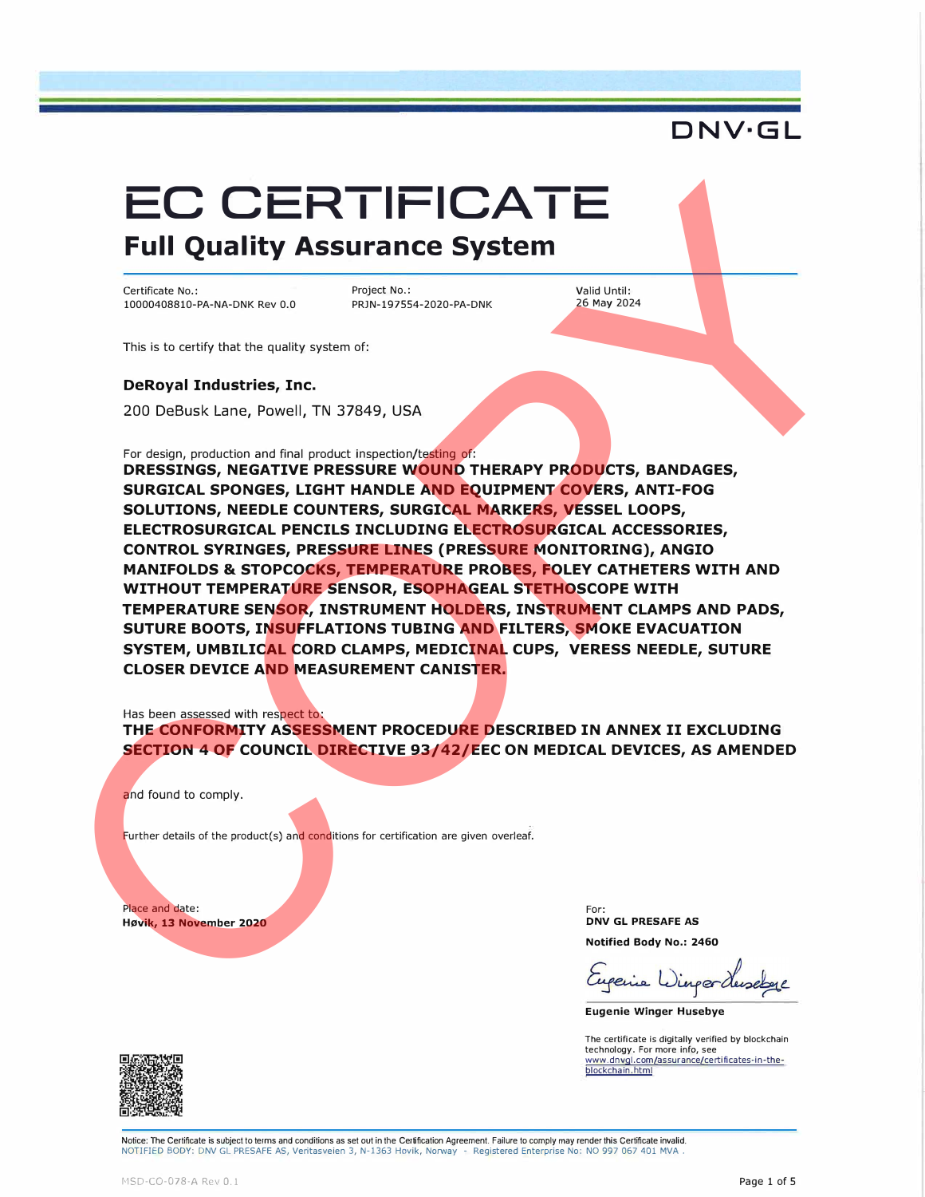DNV·GL

# EC CERTIFICATE

## Full Quality Assurance System

| Certificate No.: | Project No.: | Valid Until: |
|---|---|---|
| 10000408810-PA-NA-DNK Rev 0.0 | PRJN-197554-2020-PA-DNK | 26 May 2024 |

This is to certify that the quality system of:

**DeRoyal Industries, Inc.**

200 DeBusk Lane, Powell, TN 37849, USA

For design, production and final product inspection/testing of:

**DRESSINGS, NEGATIVE PRESSURE WOUND THERAPY PRODUCTS, BANDAGES, SURGICAL SPONGES, LIGHT HANDLE AND EQUIPMENT COVERS, ANTI-FOG SOLUTIONS, NEEDLE COUNTERS, SURGICAL MARKERS, VESSEL LOOPS, ELECTROSURGICAL PENCILS INCLUDING ELECTROSURGICAL ACCESSORIES, CONTROL SYRINGES, PRESSURE LINES (PRESSURE MONITORING), ANGIO MANIFOLDS & STOPCOCKS, TEMPERATURE PROBES, FOLEY CATHETERS WITH AND WITHOUT TEMPERATURE SENSOR, ESOPHAGEAL STETHOSCOPE WITH TEMPERATURE SENSOR, INSTRUMENT HOLDERS, INSTRUMENT CLAMPS AND PADS, SUTURE BOOTS, INSUFFLATIONS TUBING AND FILTERS, SMOKE EVACUATION SYSTEM, UMBILICAL CORD CLAMPS, MEDICINAL CUPS, VERESS NEEDLE, SUTURE CLOSER DEVICE AND MEASUREMENT CANISTER.**

Has been assessed with respect to:

**THE CONFORMITY ASSESSMENT PROCEDURE DESCRIBED IN ANNEX II EXCLUDING SECTION 4 OF COUNCIL DIRECTIVE 93/42/EEC ON MEDICAL DEVICES, AS AMENDED**

and found to comply.

Further details of the product(s) and conditions for certification are given overleaf.

Place and date:
**Høvik, 13 November 2020**

For:
**DNV GL PRESAFE AS**

**Notified Body No.: 2460**

**Eugenie Winger Husebye**

The certificate is digitally verified by blockchain technology. For more info, see www.dnvgl.com/assurance/certificates-in-the-blockchain.html

Notice: The Certificate is subject to terms and conditions as set out in the Certification Agreement. Failure to comply may render this Certificate invalid.
NOTIFIED BODY: DNV GL PRESAFE AS, Veritasveien 3, N-1363 Hovik, Norway - Registered Enterprise No: NO 997 067 401 MVA.

MSD-CO-078-A Rev 0.1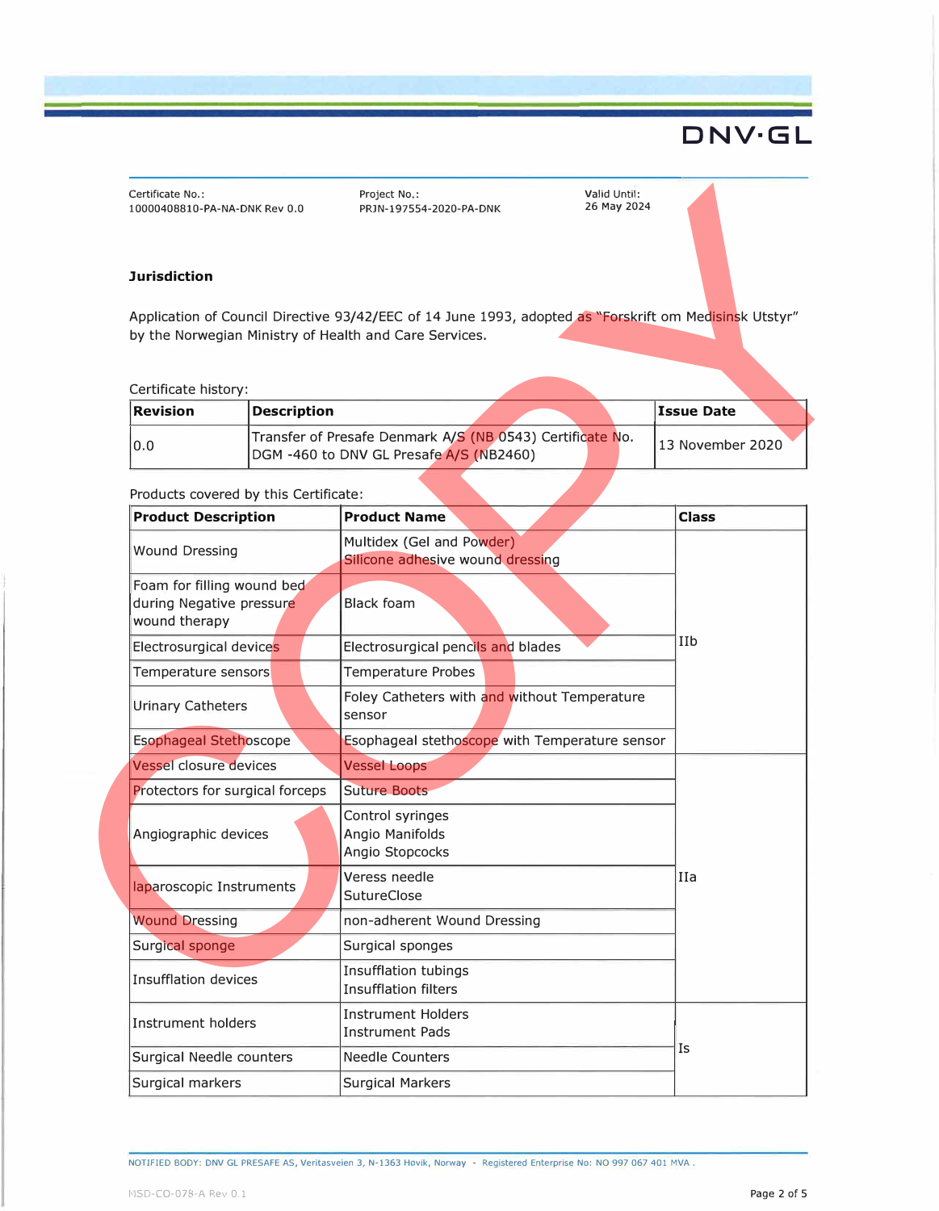| Certificate No.: | Project No.: | Valid Until: |
| --- | --- | --- |
| 10000408810-PA-NA-DNK Rev 0.0 | PRJN-197554-2020-PA-DNK | 26 May 2024 |

**Jurisdiction**

Application of Council Directive 93/42/EEC of 14 June 1993, adopted as "Forskrift om Medisinsk Utstyr" by the Norwegian Ministry of Health and Care Services.

Certificate history:

| Revision | Description | Issue Date |
| --- | --- | --- |
| 0.0 | Transfer of Presafe Denmark A/S (NB 0543) Certificate No. DGM -460 to DNV GL Presafe A/S (NB2460) | 13 November 2020 |

Products covered by this Certificate:

| Product Description | Product Name | Class |
| --- | --- | --- |
| Wound Dressing | Multidex (Gel and Powder)<br>Silicone adhesive wound dressing | IIb |
| Foam for filling wound bed during Negative pressure wound therapy | Black foam | |
| Electrosurgical devices | Electrosurgical pencils and blades | |
| Temperature sensors | Temperature Probes | |
| Urinary Catheters | Foley Catheters with and without Temperature sensor | |
| Esophageal Stethoscope | Esophageal stethoscope with Temperature sensor | |
| Vessel closure devices | Vessel Loops | IIa |
| Protectors for surgical forceps | Suture Boots | |
| Angiographic devices | Control syringes<br>Angio Manifolds<br>Angio Stopcocks | |
| laparoscopic Instruments | Veress needle<br>SutureClose | |
| Wound Dressing | non-adherent Wound Dressing | |
| Surgical sponge | Surgical sponges | |
| Insufflation devices | Insufflation tubings<br>Insufflation filters | |
| Instrument holders | Instrument Holders<br>Instrument Pads | Is |
| Surgical Needle counters | Needle Counters | |
| Surgical markers | Surgical Markers | |

NOTIFIED BODY: DNV GL PRESAFE AS, Veritasveien 3, N-1363 Hovik, Norway - Registered Enterprise No: NO 997 067 401 MVA .

MSD-CO-078-A Rev 0.1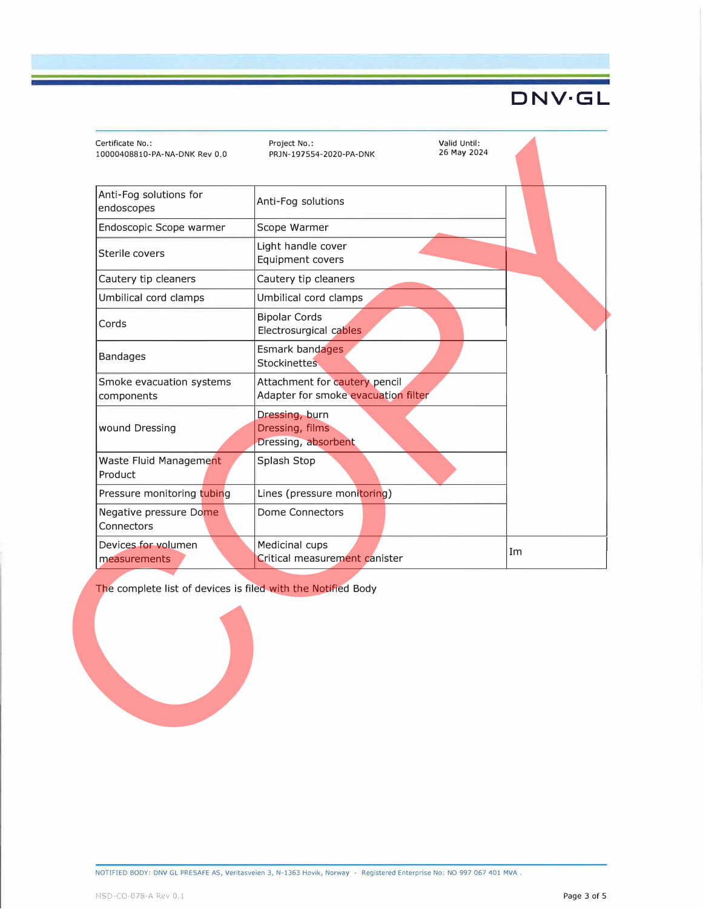| Certificate No.: | Project No.: | Valid Until: |
|---|---|---|
| 10000408810-PA-NA-DNK Rev 0.0 | PRJN-197554-2020-PA-DNK | 26 May 2024 |

| | | |
|---|---|---|
| Anti-Fog solutions for endoscopes | Anti-Fog solutions | |
| Endoscopic Scope warmer | Scope Warmer | |
| Sterile covers | Light handle cover<br>Equipment covers | |
| Cautery tip cleaners | Cautery tip cleaners | |
| Umbilical cord clamps | Umbilical cord clamps | |
| Cords | Bipolar Cords<br>Electrosurgical cables | |
| Bandages | Esmark bandages<br>Stockinettes | |
| Smoke evacuation systems components | Attachment for cautery pencil<br>Adapter for smoke evacuation filter | |
| wound Dressing | Dressing, burn<br>Dressing, films<br>Dressing, absorbent | |
| Waste Fluid Management Product | Splash Stop | |
| Pressure monitoring tubing | Lines (pressure monitoring) | |
| Negative pressure Dome Connectors | Dome Connectors | |
| Devices for volumen measurements | Medicinal cups<br>Critical measurement canister | Im |

The complete list of devices is filed with the Notified Body

COPY

NOTIFIED BODY: DNV GL PRESAFE AS, Veritasveien 3, N-1363 Hovik, Norway - Registered Enterprise No: NO 997 067 401 MVA .

MSD-CO-078-A Rev 0.1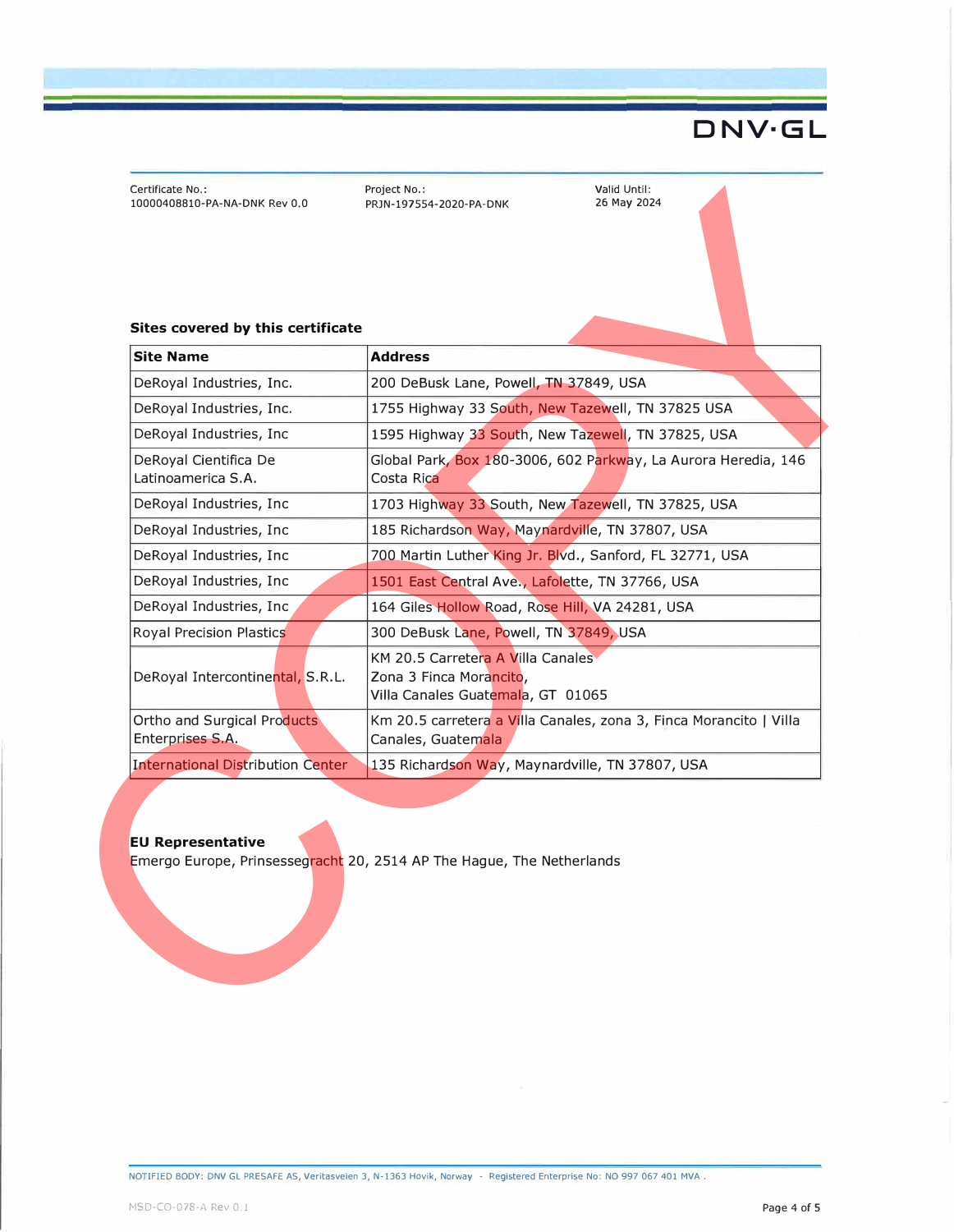Certificate No.:
10000408810-PA-NA-DNK Rev 0.0

Project No.:
PRJN-197554-2020-PA-DNK

Valid Until:
26 May 2024

**Sites covered by this certificate**

| Site Name | Address |
|---|---|
| DeRoyal Industries, Inc. | 200 DeBusk Lane, Powell, TN 37849, USA |
| DeRoyal Industries, Inc. | 1755 Highway 33 South, New Tazewell, TN 37825 USA |
| DeRoyal Industries, Inc | 1595 Highway 33 South, New Tazewell, TN 37825, USA |
| DeRoyal Cientifica De Latinoamerica S.A. | Global Park, Box 180-3006, 602 Parkway, La Aurora Heredia, 146 Costa Rica |
| DeRoyal Industries, Inc | 1703 Highway 33 South, New Tazewell, TN 37825, USA |
| DeRoyal Industries, Inc | 185 Richardson Way, Maynardville, TN 37807, USA |
| DeRoyal Industries, Inc | 700 Martin Luther King Jr. Blvd., Sanford, FL 32771, USA |
| DeRoyal Industries, Inc | 1501 East Central Ave., Lafolette, TN 37766, USA |
| DeRoyal Industries, Inc | 164 Giles Hollow Road, Rose Hill, VA 24281, USA |
| Royal Precision Plastics | 300 DeBusk Lane, Powell, TN 37849, USA |
| DeRoyal Intercontinental, S.R.L. | KM 20.5 Carretera A Villa Canales Zona 3 Finca Morancito, Villa Canales Guatemala, GT 01065 |
| Ortho and Surgical Products Enterprises S.A. | Km 20.5 carretera a Villa Canales, zona 3, Finca Morancito \| Villa Canales, Guatemala |
| International Distribution Center | 135 Richardson Way, Maynardville, TN 37807, USA |

**EU Representative**
Emergo Europe, Prinsessegracht 20, 2514 AP The Hague, The Netherlands

NOTIFIED BODY: DNV GL PRESAFE AS, Veritasveien 3, N-1363 Hovik, Norway - Registered Enterprise No: NO 997 067 401 MVA .

MSD-CO-078-A Rev 0.1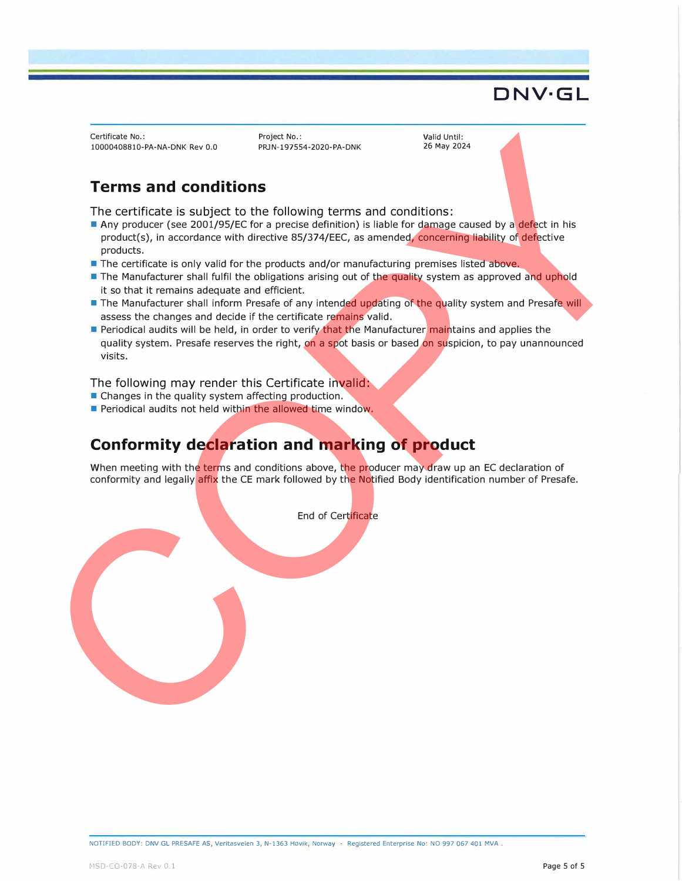| Certificate No.: | Project No.: | Valid Until: |
| --- | --- | --- |
| 10000408810-PA-NA-DNK Rev 0.0 | PRJN-197554-2020-PA-DNK | 26 May 2024 |

## Terms and conditions

The certificate is subject to the following terms and conditions:

- Any producer (see 2001/95/EC for a precise definition) is liable for damage caused by a defect in his product(s), in accordance with directive 85/374/EEC, as amended, concerning liability of defective products.
- The certificate is only valid for the products and/or manufacturing premises listed above.
- The Manufacturer shall fulfil the obligations arising out of the quality system as approved and uphold it so that it remains adequate and efficient.
- The Manufacturer shall inform Presafe of any intended updating of the quality system and Presafe will assess the changes and decide if the certificate remains valid.
- Periodical audits will be held, in order to verify that the Manufacturer maintains and applies the quality system. Presafe reserves the right, on a spot basis or based on suspicion, to pay unannounced visits.

The following may render this Certificate invalid:

- Changes in the quality system affecting production.
- Periodical audits not held within the allowed time window.

## Conformity declaration and marking of product

When meeting with the terms and conditions above, the producer may draw up an EC declaration of conformity and legally affix the CE mark followed by the Notified Body identification number of Presafe.

End of Certificate

NOTIFIED BODY: DNV GL PRESAFE AS, Veritasveien 3, N-1363 Hovik, Norway - Registered Enterprise No: NO 997 067 401 MVA .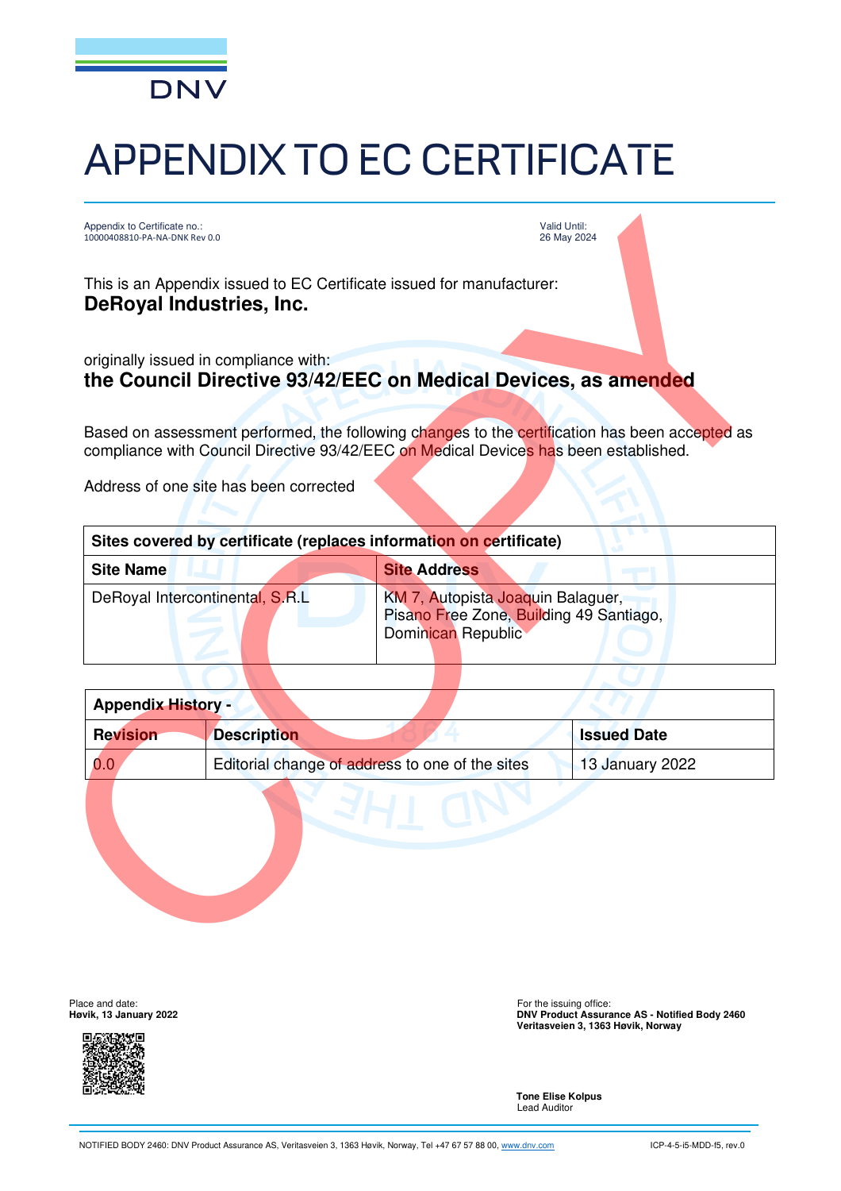# APPENDIX TO EC CERTIFICATE

Appendix to Certificate no.:
10000408810-PA-NA-DNK Rev 0.0

Valid Until:
26 May 2024

This is an Appendix issued to EC Certificate issued for manufacturer:
**DeRoyal Industries, Inc.**

originally issued in compliance with:
**the Council Directive 93/42/EEC on Medical Devices, as amended**

Based on assessment performed, the following changes to the certification has been accepted as compliance with Council Directive 93/42/EEC on Medical Devices has been established.

Address of one site has been corrected

| Sites covered by certificate (replaces information on certificate) | |
|---|---|
| **Site Name** | **Site Address** |
| DeRoyal Intercontinental, S.R.L | KM 7, Autopista Joaquin Balaguer, Pisano Free Zone, Building 49 Santiago, Dominican Republic |

| Appendix History - | | |
|---|---|---|
| **Revision** | **Description** | **Issued Date** |
| 0.0 | Editorial change of address to one of the sites | 13 January 2022 |

Place and date:
**Høvik, 13 January 2022**

For the issuing office:
**DNV Product Assurance AS - Notified Body 2460**
**Veritasveien 3, 1363 Høvik, Norway**

**Tone Elise Kolpus**
Lead Auditor

NOTIFIED BODY 2460: DNV Product Assurance AS, Veritasveien 3, 1363 Høvik, Norway, Tel +47 67 57 88 00, www.dnv.com

ICP-4-5-i5-MDD-f5, rev.0